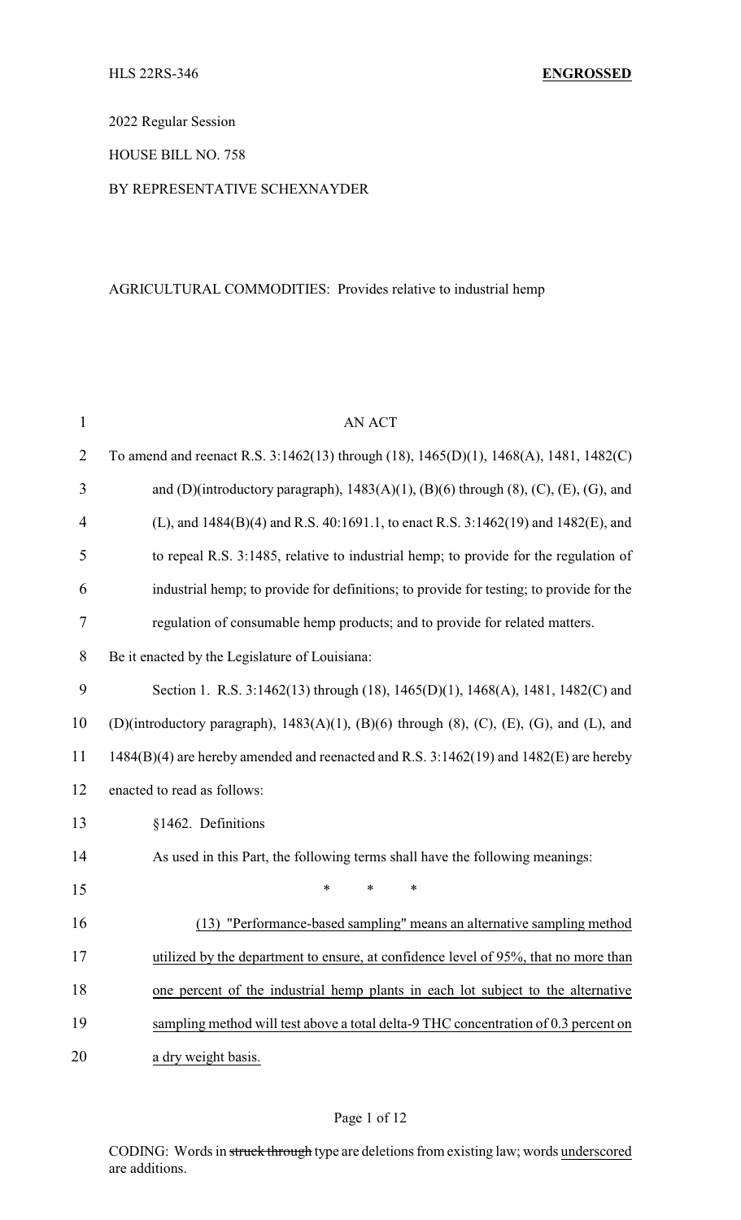2022 Regular Session

HOUSE BILL NO. 758

BY REPRESENTATIVE SCHEXNAYDER

AGRICULTURAL COMMODITIES: Provides relative to industrial hemp

AN ACT

To amend and reenact R.S. 3:1462(13) through (18), 1465(D)(1), 1468(A), 1481, 1482(C) and (D)(introductory paragraph), 1483(A)(1), (B)(6) through (8), (C), (E), (G), and (L), and 1484(B)(4) and R.S. 40:1691.1, to enact R.S. 3:1462(19) and 1482(E), and to repeal R.S. 3:1485, relative to industrial hemp; to provide for the regulation of industrial hemp; to provide for definitions; to provide for testing; to provide for the regulation of consumable hemp products; and to provide for related matters.

Be it enacted by the Legislature of Louisiana:

Section 1. R.S. 3:1462(13) through (18), 1465(D)(1), 1468(A), 1481, 1482(C) and (D)(introductory paragraph), 1483(A)(1), (B)(6) through (8), (C), (E), (G), and (L), and 1484(B)(4) are hereby amended and reenacted and R.S. 3:1462(19) and 1482(E) are hereby enacted to read as follows:

§1462. Definitions

As used in this Part, the following terms shall have the following meanings:

\* \* \*

(13) "Performance-based sampling" means an alternative sampling method utilized by the department to ensure, at confidence level of 95%, that no more than one percent of the industrial hemp plants in each lot subject to the alternative sampling method will test above a total delta-9 THC concentration of 0.3 percent on a dry weight basis.

CODING: Words in ~~struck through~~ type are deletions from existing law; words underscored are additions.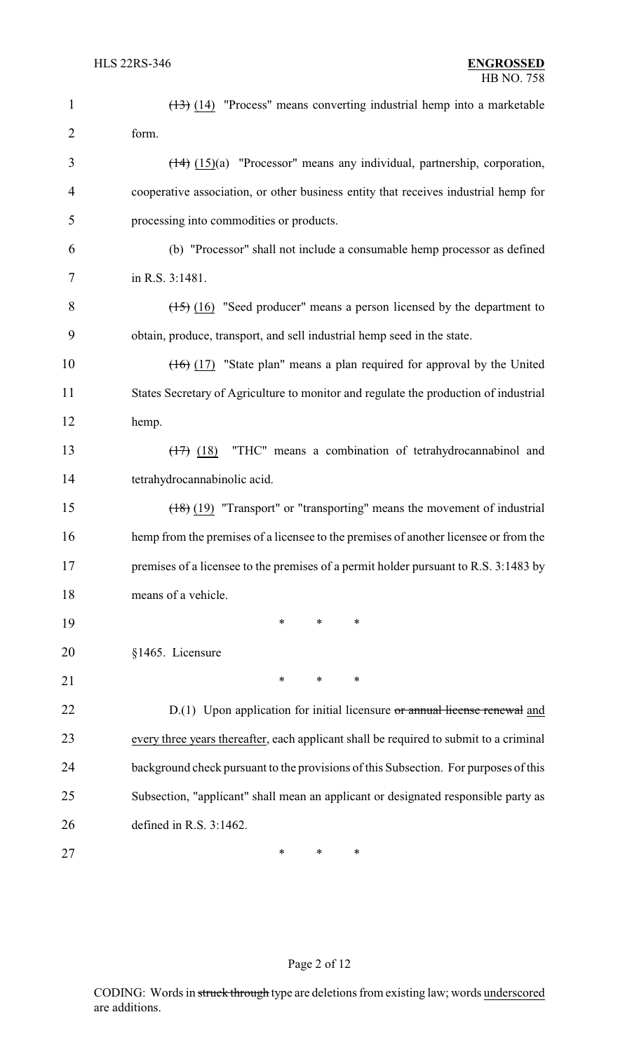~~(13)~~ <u>(14)</u> "Process" means converting industrial hemp into a marketable form.

~~(14)~~ <u>(15)(a)</u> "Processor" means any individual, partnership, corporation, cooperative association, or other business entity that receives industrial hemp for processing into commodities or products.

<u>(b) "Processor" shall not include a consumable hemp processor as defined in R.S. 3:1481.</u>

~~(15)~~ <u>(16)</u> "Seed producer" means a person licensed by the department to obtain, produce, transport, and sell industrial hemp seed in the state.

~~(16)~~ <u>(17)</u> "State plan" means a plan required for approval by the United States Secretary of Agriculture to monitor and regulate the production of industrial hemp.

~~(17)~~ <u>(18)</u> "THC" means a combination of tetrahydrocannabinol and tetrahydrocannabinolic acid.

~~(18)~~ <u>(19)</u> "Transport" or "transporting" means the movement of industrial hemp from the premises of a licensee to the premises of another licensee or from the premises of a licensee to the premises of a permit holder pursuant to R.S. 3:1483 by means of a vehicle.

\* \* \*

§1465. Licensure

\* \* \*

D.(1) Upon application for initial licensure ~~or annual license renewal~~ <u>and every three years thereafter</u>, each applicant shall be required to submit to a criminal background check pursuant to the provisions of this Subsection. For purposes of this Subsection, "applicant" shall mean an applicant or designated responsible party as defined in R.S. 3:1462.

\* \* \*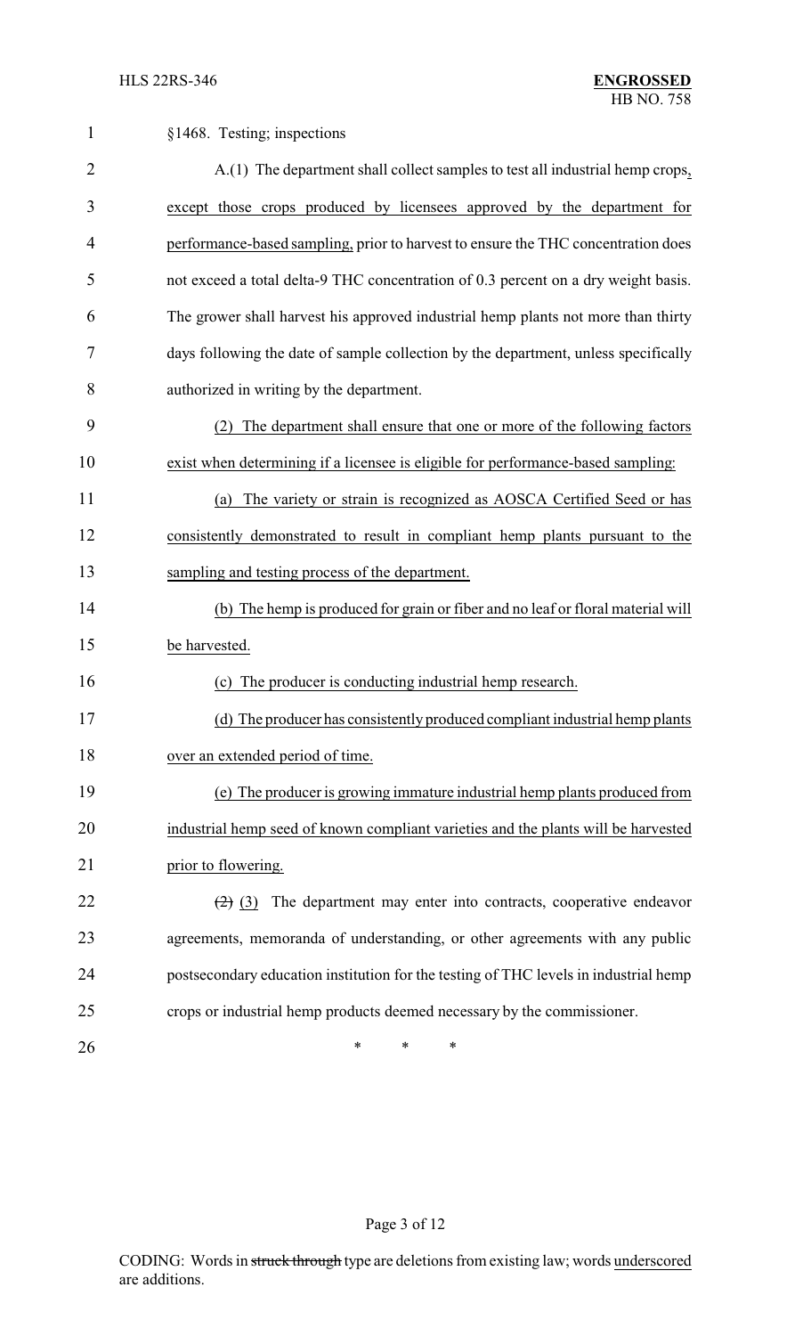§1468. Testing; inspections

A.(1) The department shall collect samples to test all industrial hemp crops, except those crops produced by licensees approved by the department for performance-based sampling, prior to harvest to ensure the THC concentration does not exceed a total delta-9 THC concentration of 0.3 percent on a dry weight basis. The grower shall harvest his approved industrial hemp plants not more than thirty days following the date of sample collection by the department, unless specifically authorized in writing by the department.

(2) The department shall ensure that one or more of the following factors exist when determining if a licensee is eligible for performance-based sampling:

(a) The variety or strain is recognized as AOSCA Certified Seed or has consistently demonstrated to result in compliant hemp plants pursuant to the sampling and testing process of the department.

(b) The hemp is produced for grain or fiber and no leaf or floral material will be harvested.

(c) The producer is conducting industrial hemp research.

(d) The producer has consistently produced compliant industrial hemp plants over an extended period of time.

(e) The producer is growing immature industrial hemp plants produced from industrial hemp seed of known compliant varieties and the plants will be harvested prior to flowering.

~~(2)~~ (3) The department may enter into contracts, cooperative endeavor agreements, memoranda of understanding, or other agreements with any public postsecondary education institution for the testing of THC levels in industrial hemp crops or industrial hemp products deemed necessary by the commissioner.

\* \* \*

CODING: Words in ~~struck through~~ type are deletions from existing law; words underscored are additions.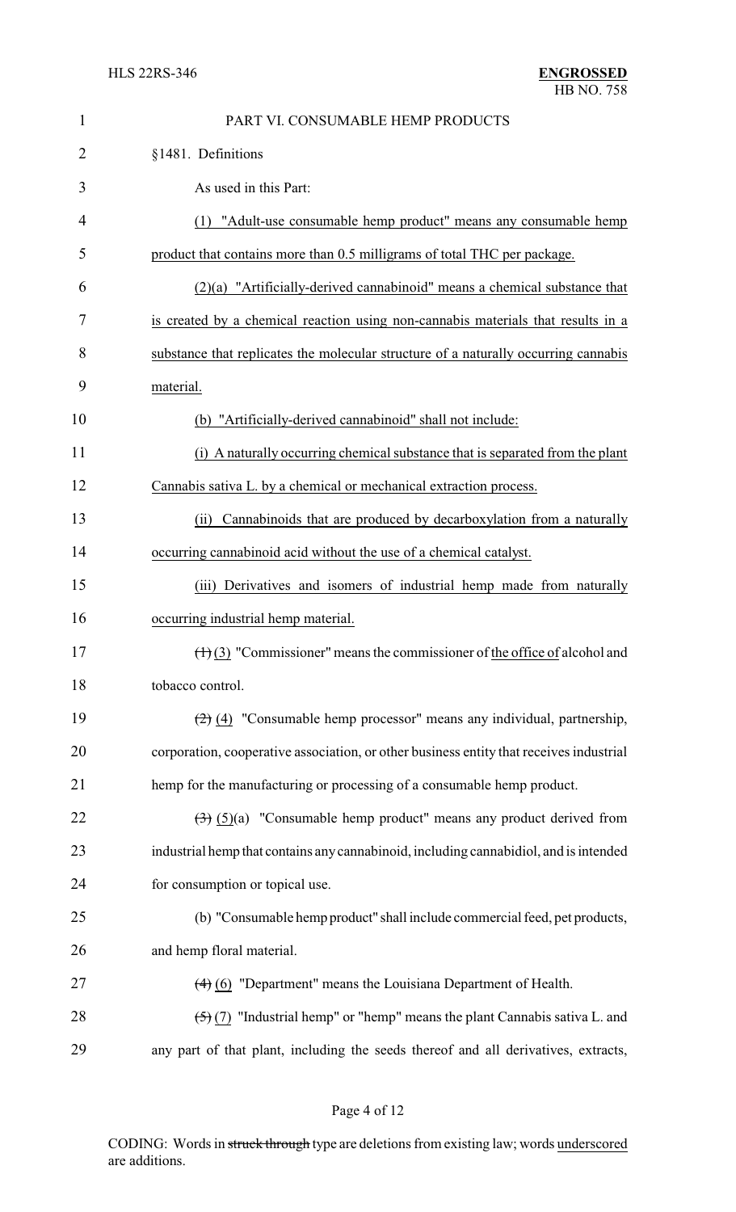PART VI. CONSUMABLE HEMP PRODUCTS

§1481. Definitions

As used in this Part:

(1) "Adult-use consumable hemp product" means any consumable hemp product that contains more than 0.5 milligrams of total THC per package.

(2)(a) "Artificially-derived cannabinoid" means a chemical substance that is created by a chemical reaction using non-cannabis materials that results in a substance that replicates the molecular structure of a naturally occurring cannabis material.

(b) "Artificially-derived cannabinoid" shall not include:

(i) A naturally occurring chemical substance that is separated from the plant Cannabis sativa L. by a chemical or mechanical extraction process.

(ii) Cannabinoids that are produced by decarboxylation from a naturally occurring cannabinoid acid without the use of a chemical catalyst.

(iii) Derivatives and isomers of industrial hemp made from naturally occurring industrial hemp material.

~~(1)~~ (3) "Commissioner" means the commissioner of the office of alcohol and tobacco control.

~~(2)~~ (4) "Consumable hemp processor" means any individual, partnership, corporation, cooperative association, or other business entity that receives industrial hemp for the manufacturing or processing of a consumable hemp product.

~~(3)~~ (5)(a) "Consumable hemp product" means any product derived from industrial hemp that contains any cannabinoid, including cannabidiol, and is intended for consumption or topical use.

(b) "Consumable hemp product" shall include commercial feed, pet products, and hemp floral material.

~~(4)~~ (6) "Department" means the Louisiana Department of Health.

~~(5)~~ (7) "Industrial hemp" or "hemp" means the plant Cannabis sativa L. and any part of that plant, including the seeds thereof and all derivatives, extracts,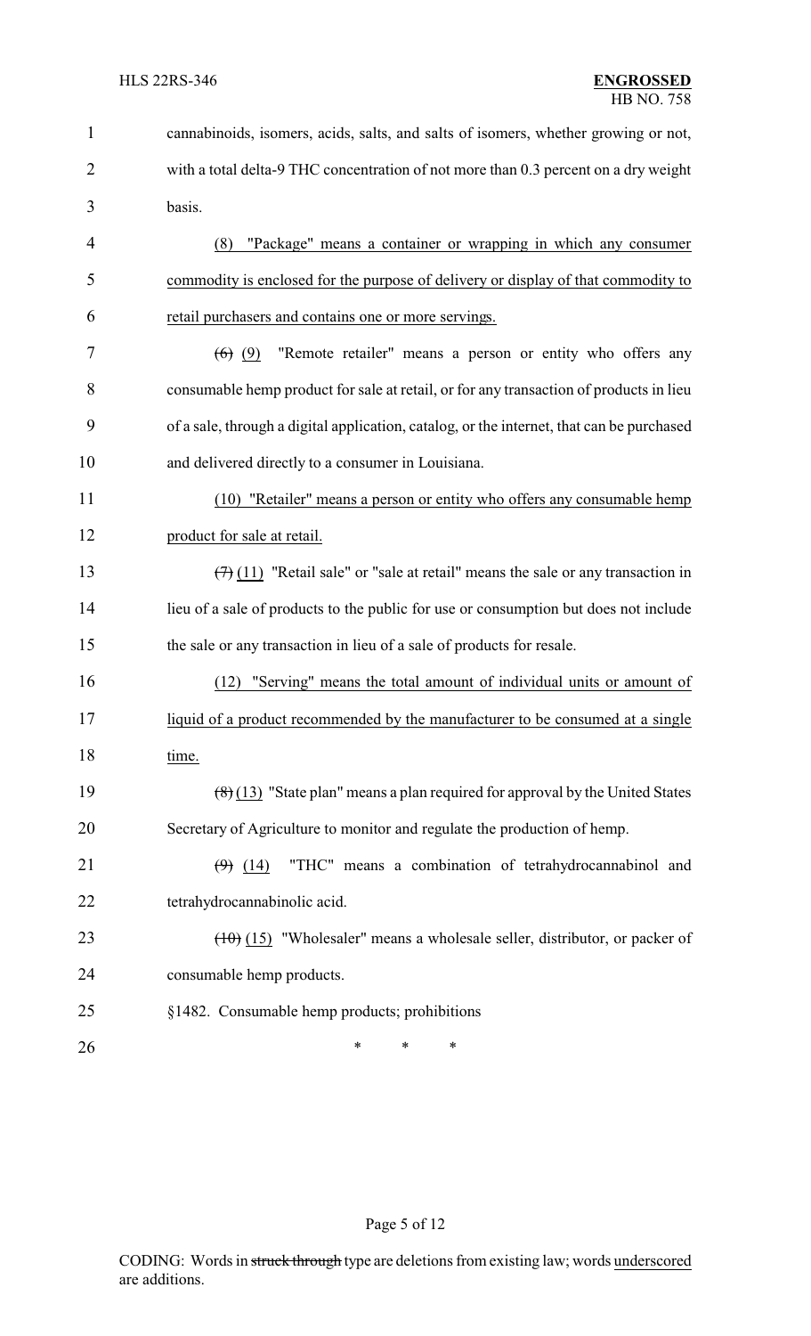cannabinoids, isomers, acids, salts, and salts of isomers, whether growing or not, with a total delta-9 THC concentration of not more than 0.3 percent on a dry weight basis.

(8) "Package" means a container or wrapping in which any consumer commodity is enclosed for the purpose of delivery or display of that commodity to retail purchasers and contains one or more servings.

~~(6)~~ (9) "Remote retailer" means a person or entity who offers any consumable hemp product for sale at retail, or for any transaction of products in lieu of a sale, through a digital application, catalog, or the internet, that can be purchased and delivered directly to a consumer in Louisiana.

(10) "Retailer" means a person or entity who offers any consumable hemp product for sale at retail.

~~(7)~~ (11) "Retail sale" or "sale at retail" means the sale or any transaction in lieu of a sale of products to the public for use or consumption but does not include the sale or any transaction in lieu of a sale of products for resale.

(12) "Serving" means the total amount of individual units or amount of liquid of a product recommended by the manufacturer to be consumed at a single time.

~~(8)~~ (13) "State plan" means a plan required for approval by the United States Secretary of Agriculture to monitor and regulate the production of hemp.

~~(9)~~ (14) "THC" means a combination of tetrahydrocannabinol and tetrahydrocannabinolic acid.

~~(10)~~ (15) "Wholesaler" means a wholesale seller, distributor, or packer of consumable hemp products.

§1482. Consumable hemp products; prohibitions

\* \* \*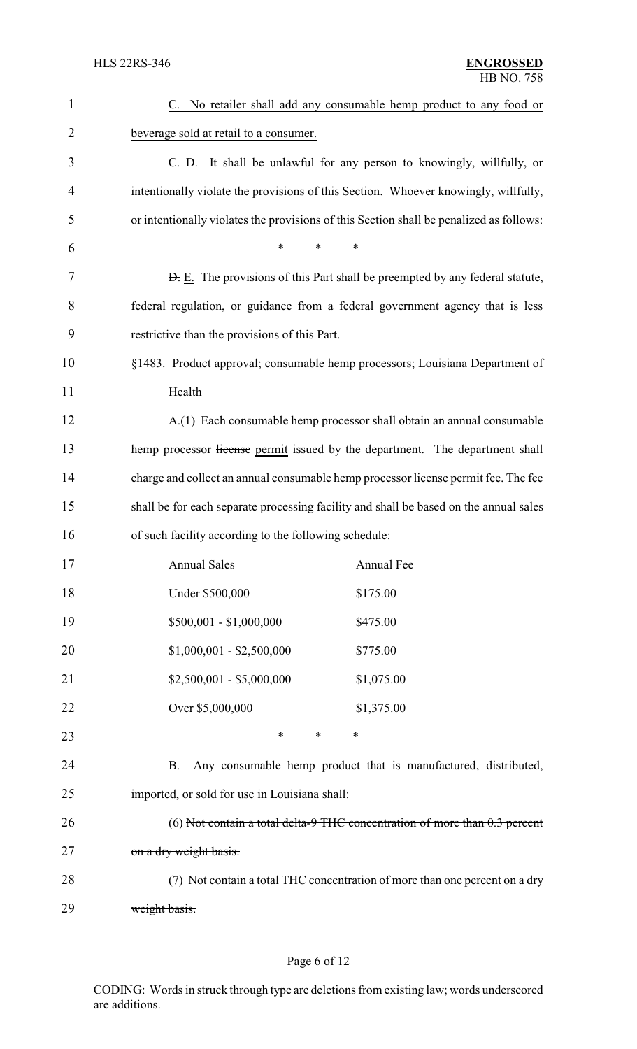C. No retailer shall add any consumable hemp product to any food or beverage sold at retail to a consumer.

~~C.~~ D. It shall be unlawful for any person to knowingly, willfully, or intentionally violate the provisions of this Section. Whoever knowingly, willfully, or intentionally violates the provisions of this Section shall be penalized as follows:

\* \* \*

~~D.~~ E. The provisions of this Part shall be preempted by any federal statute, federal regulation, or guidance from a federal government agency that is less restrictive than the provisions of this Part.

§1483. Product approval; consumable hemp processors; Louisiana Department of Health

A.(1) Each consumable hemp processor shall obtain an annual consumable hemp processor ~~license~~ permit issued by the department. The department shall charge and collect an annual consumable hemp processor ~~license~~ permit fee. The fee shall be for each separate processing facility and shall be based on the annual sales of such facility according to the following schedule:

| Annual Sales | Annual Fee |
|---|---|
| Under $500,000 | $175.00 |
| $500,001 - $1,000,000 | $475.00 |
| $1,000,001 - $2,500,000 | $775.00 |
| $2,500,001 - $5,000,000 | $1,075.00 |
| Over $5,000,000 | $1,375.00 |

\* \* \*

B. Any consumable hemp product that is manufactured, distributed, imported, or sold for use in Louisiana shall:

(6) ~~Not contain a total delta-9 THC concentration of more than 0.3 percent on a dry weight basis.~~

~~(7) Not contain a total THC concentration of more than one percent on a dry weight basis.~~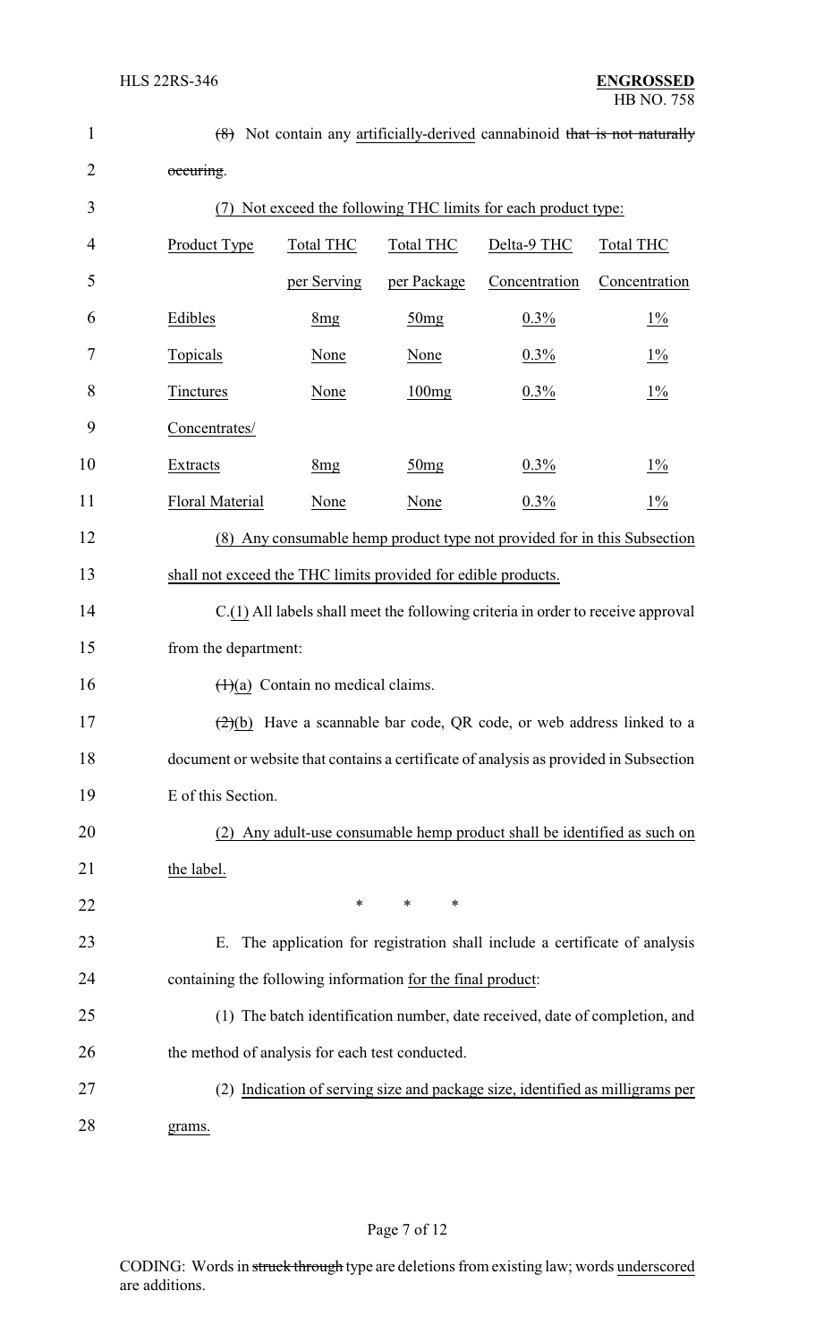~~(8)~~ Not contain any artificially-derived cannabinoid ~~that is not naturally occuring~~.

(7) Not exceed the following THC limits for each product type:

| Product Type | Total THC per Serving | Total THC per Package | Delta-9 THC Concentration | Total THC Concentration |
|---|---|---|---|---|
| Edibles | 8mg | 50mg | 0.3% | 1% |
| Topicals | None | None | 0.3% | 1% |
| Tinctures | None | 100mg | 0.3% | 1% |
| Concentrates/ Extracts | 8mg | 50mg | 0.3% | 1% |
| Floral Material | None | None | 0.3% | 1% |

(8) Any consumable hemp product type not provided for in this Subsection shall not exceed the THC limits provided for edible products.

C.(1) All labels shall meet the following criteria in order to receive approval from the department:

~~(1)~~(a) Contain no medical claims.

~~(2)~~(b) Have a scannable bar code, QR code, or web address linked to a document or website that contains a certificate of analysis as provided in Subsection E of this Section.

(2) Any adult-use consumable hemp product shall be identified as such on the label.

\* \* \*

E. The application for registration shall include a certificate of analysis containing the following information for the final product:

(1) The batch identification number, date received, date of completion, and the method of analysis for each test conducted.

(2) Indication of serving size and package size, identified as milligrams per grams.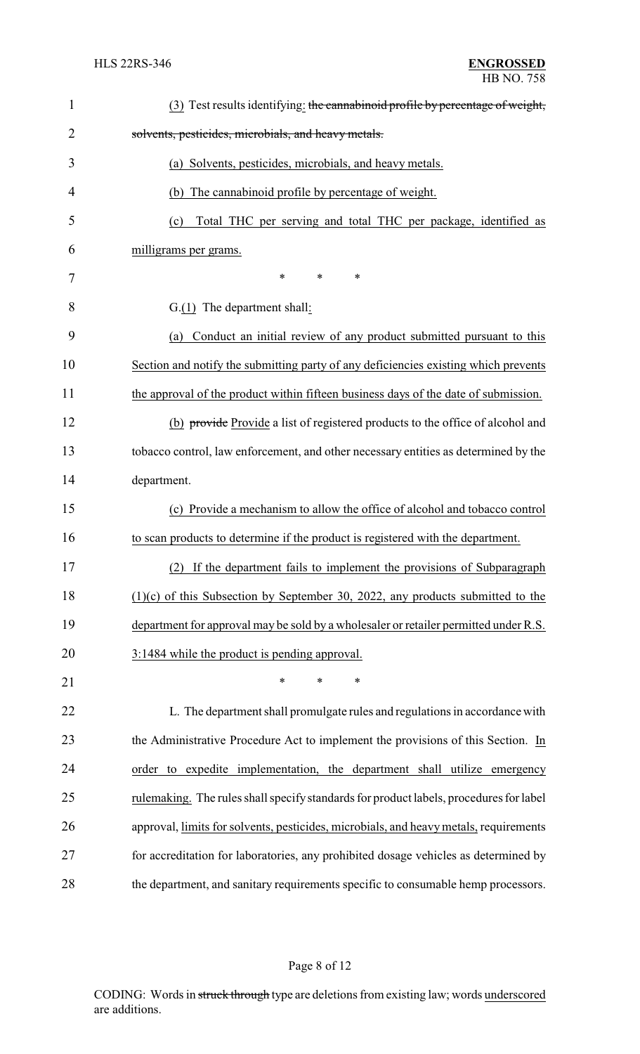(3) Test results identifying: ~~the cannabinoid profile by percentage of weight, solvents, pesticides, microbials, and heavy metals.~~

(a) Solvents, pesticides, microbials, and heavy metals.

(b) The cannabinoid profile by percentage of weight.

(c) Total THC per serving and total THC per package, identified as milligrams per grams.

\* \* \*

G.(1) The department shall:

(a) Conduct an initial review of any product submitted pursuant to this Section and notify the submitting party of any deficiencies existing which prevents the approval of the product within fifteen business days of the date of submission.

(b) ~~provide~~ Provide a list of registered products to the office of alcohol and tobacco control, law enforcement, and other necessary entities as determined by the department.

(c) Provide a mechanism to allow the office of alcohol and tobacco control to scan products to determine if the product is registered with the department.

(2) If the department fails to implement the provisions of Subparagraph (1)(c) of this Subsection by September 30, 2022, any products submitted to the department for approval may be sold by a wholesaler or retailer permitted under R.S. 3:1484 while the product is pending approval.

\* \* \*

L. The department shall promulgate rules and regulations in accordance with the Administrative Procedure Act to implement the provisions of this Section. In order to expedite implementation, the department shall utilize emergency rulemaking. The rules shall specify standards for product labels, procedures for label approval, limits for solvents, pesticides, microbials, and heavy metals, requirements for accreditation for laboratories, any prohibited dosage vehicles as determined by the department, and sanitary requirements specific to consumable hemp processors.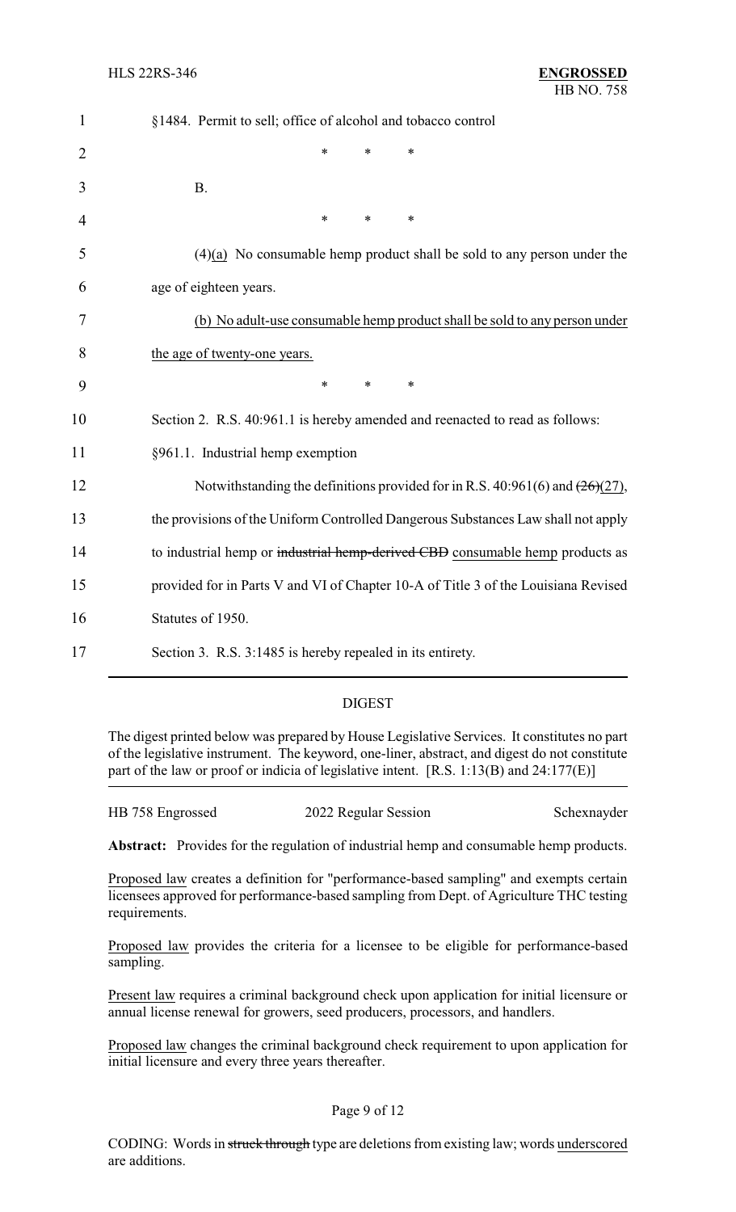§1484. Permit to sell; office of alcohol and tobacco control

\* \* \*

B.

\* \* \*

(4)<u>(a)</u> No consumable hemp product shall be sold to any person under the age of eighteen years.

<u>(b) No adult-use consumable hemp product shall be sold to any person under the age of twenty-one years.</u>

\* \* \*

Section 2. R.S. 40:961.1 is hereby amended and reenacted to read as follows:

§961.1. Industrial hemp exemption

Notwithstanding the definitions provided for in R.S. 40:961(6) and ~~(26)~~<u>(27)</u>, the provisions of the Uniform Controlled Dangerous Substances Law shall not apply to industrial hemp or ~~industrial hemp-derived CBD~~ <u>consumable hemp</u> products as provided for in Parts V and VI of Chapter 10-A of Title 3 of the Louisiana Revised Statutes of 1950.

Section 3. R.S. 3:1485 is hereby repealed in its entirety.

## DIGEST

The digest printed below was prepared by House Legislative Services. It constitutes no part of the legislative instrument. The keyword, one-liner, abstract, and digest do not constitute part of the law or proof or indicia of legislative intent. [R.S. 1:13(B) and 24:177(E)]

HB 758 Engrossed | 2022 Regular Session | Schexnayder

**Abstract:** Provides for the regulation of industrial hemp and consumable hemp products.

<u>Proposed law</u> creates a definition for "performance-based sampling" and exempts certain licensees approved for performance-based sampling from Dept. of Agriculture THC testing requirements.

<u>Proposed law</u> provides the criteria for a licensee to be eligible for performance-based sampling.

<u>Present law</u> requires a criminal background check upon application for initial licensure or annual license renewal for growers, seed producers, processors, and handlers.

<u>Proposed law</u> changes the criminal background check requirement to upon application for initial licensure and every three years thereafter.

CODING: Words in ~~struck through~~ type are deletions from existing law; words <u>underscored</u> are additions.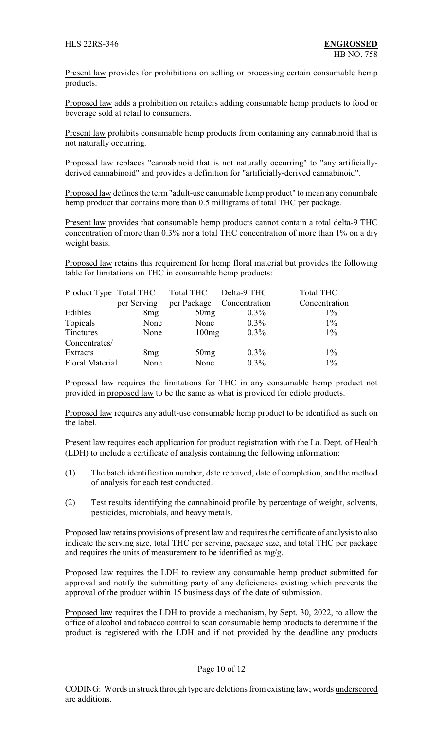Present law provides for prohibitions on selling or processing certain consumable hemp products.

Proposed law adds a prohibition on retailers adding consumable hemp products to food or beverage sold at retail to consumers.

Present law prohibits consumable hemp products from containing any cannabinoid that is not naturally occurring.

Proposed law replaces "cannabinoid that is not naturally occurring" to "any artificially-derived cannabinoid" and provides a definition for "artificially-derived cannabinoid".

Proposed law defines the term "adult-use canumable hemp product" to mean any conumbale hemp product that contains more than 0.5 milligrams of total THC per package.

Present law provides that consumable hemp products cannot contain a total delta-9 THC concentration of more than 0.3% nor a total THC concentration of more than 1% on a dry weight basis.

Proposed law retains this requirement for hemp floral material but provides the following table for limitations on THC in consumable hemp products:

| Product Type | Total THC per Serving | Total THC per Package | Delta-9 THC Concentration | Total THC Concentration |
|---|---|---|---|---|
| Edibles | 8mg | 50mg | 0.3% | 1% |
| Topicals | None | None | 0.3% | 1% |
| Tinctures | None | 100mg | 0.3% | 1% |
| Concentrates/ Extracts | 8mg | 50mg | 0.3% | 1% |
| Floral Material | None | None | 0.3% | 1% |

Proposed law requires the limitations for THC in any consumable hemp product not provided in proposed law to be the same as what is provided for edible products.

Proposed law requires any adult-use consumable hemp product to be identified as such on the label.

Present law requires each application for product registration with the La. Dept. of Health (LDH) to include a certificate of analysis containing the following information:

(1) The batch identification number, date received, date of completion, and the method of analysis for each test conducted.

(2) Test results identifying the cannabinoid profile by percentage of weight, solvents, pesticides, microbials, and heavy metals.

Proposed law retains provisions of present law and requires the certificate of analysis to also indicate the serving size, total THC per serving, package size, and total THC per package and requires the units of measurement to be identified as mg/g.

Proposed law requires the LDH to review any consumable hemp product submitted for approval and notify the submitting party of any deficiencies existing which prevents the approval of the product within 15 business days of the date of submission.

Proposed law requires the LDH to provide a mechanism, by Sept. 30, 2022, to allow the office of alcohol and tobacco control to scan consumable hemp products to determine if the product is registered with the LDH and if not provided by the deadline any products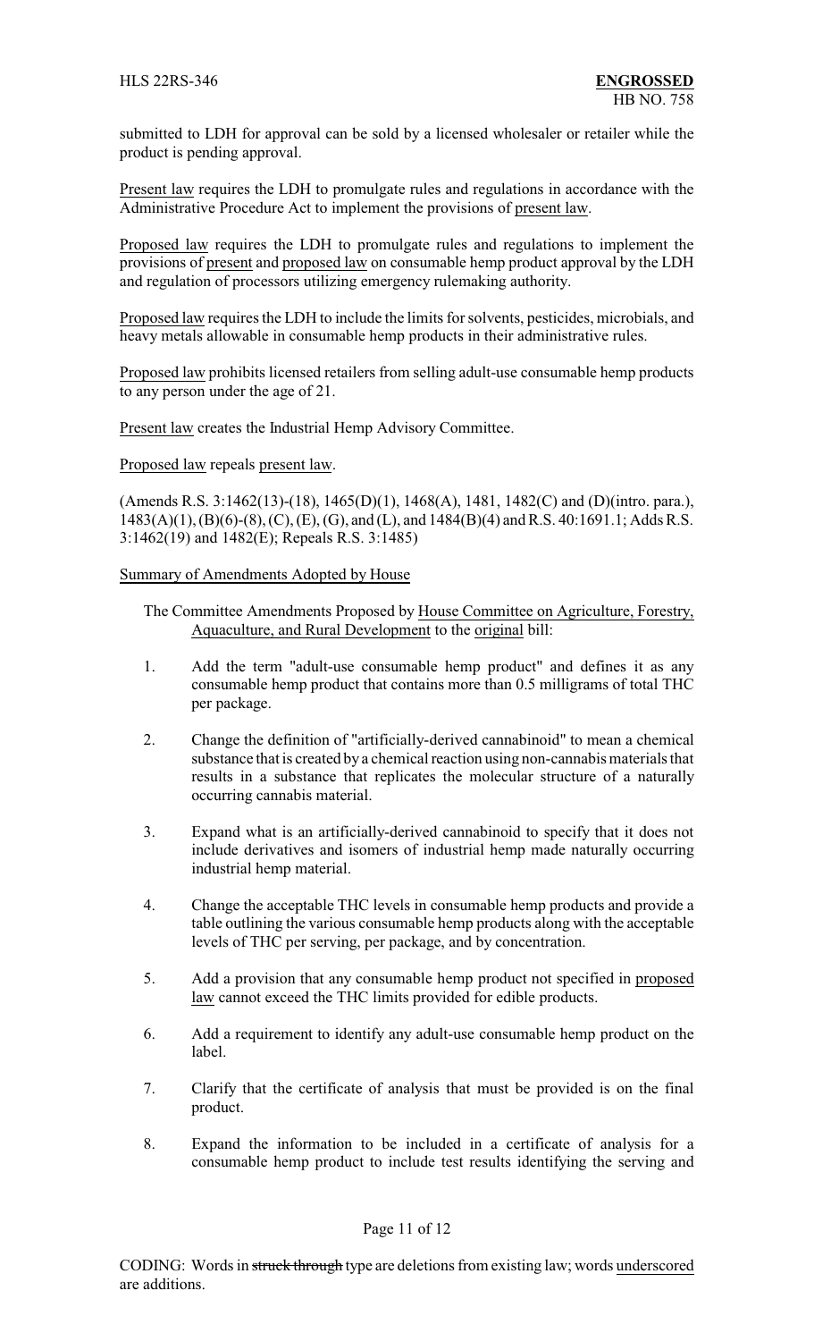submitted to LDH for approval can be sold by a licensed wholesaler or retailer while the product is pending approval.

Present law requires the LDH to promulgate rules and regulations in accordance with the Administrative Procedure Act to implement the provisions of present law.

Proposed law requires the LDH to promulgate rules and regulations to implement the provisions of present and proposed law on consumable hemp product approval by the LDH and regulation of processors utilizing emergency rulemaking authority.

Proposed law requires the LDH to include the limits for solvents, pesticides, microbials, and heavy metals allowable in consumable hemp products in their administrative rules.

Proposed law prohibits licensed retailers from selling adult-use consumable hemp products to any person under the age of 21.

Present law creates the Industrial Hemp Advisory Committee.

Proposed law repeals present law.

(Amends R.S. 3:1462(13)-(18), 1465(D)(1), 1468(A), 1481, 1482(C) and (D)(intro. para.), 1483(A)(1), (B)(6)-(8), (C), (E), (G), and (L), and 1484(B)(4) and R.S. 40:1691.1; Adds R.S. 3:1462(19) and 1482(E); Repeals R.S. 3:1485)

Summary of Amendments Adopted by House

The Committee Amendments Proposed by House Committee on Agriculture, Forestry, Aquaculture, and Rural Development to the original bill:

1. Add the term "adult-use consumable hemp product" and defines it as any consumable hemp product that contains more than 0.5 milligrams of total THC per package.

2. Change the definition of "artificially-derived cannabinoid" to mean a chemical substance that is created by a chemical reaction using non-cannabis materials that results in a substance that replicates the molecular structure of a naturally occurring cannabis material.

3. Expand what is an artificially-derived cannabinoid to specify that it does not include derivatives and isomers of industrial hemp made naturally occurring industrial hemp material.

4. Change the acceptable THC levels in consumable hemp products and provide a table outlining the various consumable hemp products along with the acceptable levels of THC per serving, per package, and by concentration.

5. Add a provision that any consumable hemp product not specified in proposed law cannot exceed the THC limits provided for edible products.

6. Add a requirement to identify any adult-use consumable hemp product on the label.

7. Clarify that the certificate of analysis that must be provided is on the final product.

8. Expand the information to be included in a certificate of analysis for a consumable hemp product to include test results identifying the serving and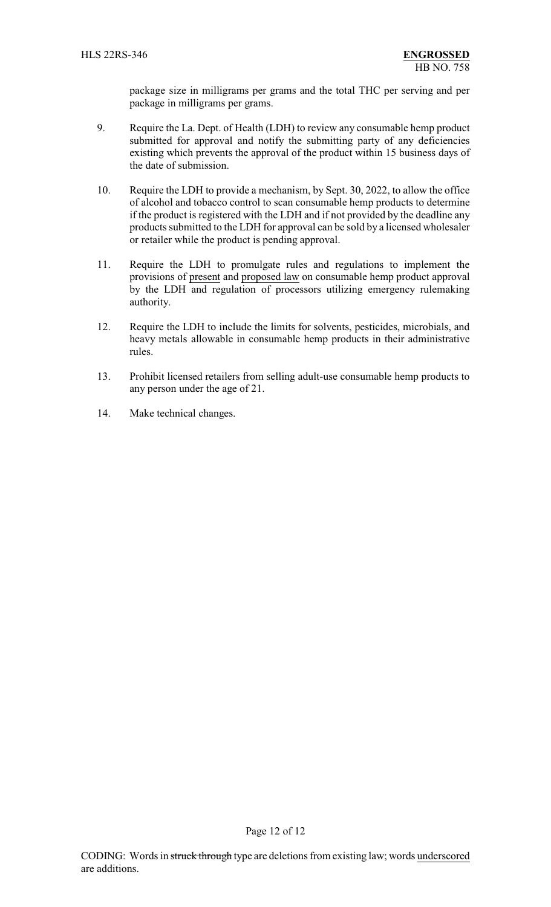package size in milligrams per grams and the total THC per serving and per package in milligrams per grams.

9. Require the La. Dept. of Health (LDH) to review any consumable hemp product submitted for approval and notify the submitting party of any deficiencies existing which prevents the approval of the product within 15 business days of the date of submission.

10. Require the LDH to provide a mechanism, by Sept. 30, 2022, to allow the office of alcohol and tobacco control to scan consumable hemp products to determine if the product is registered with the LDH and if not provided by the deadline any products submitted to the LDH for approval can be sold by a licensed wholesaler or retailer while the product is pending approval.

11. Require the LDH to promulgate rules and regulations to implement the provisions of present and proposed law on consumable hemp product approval by the LDH and regulation of processors utilizing emergency rulemaking authority.

12. Require the LDH to include the limits for solvents, pesticides, microbials, and heavy metals allowable in consumable hemp products in their administrative rules.

13. Prohibit licensed retailers from selling adult-use consumable hemp products to any person under the age of 21.

14. Make technical changes.